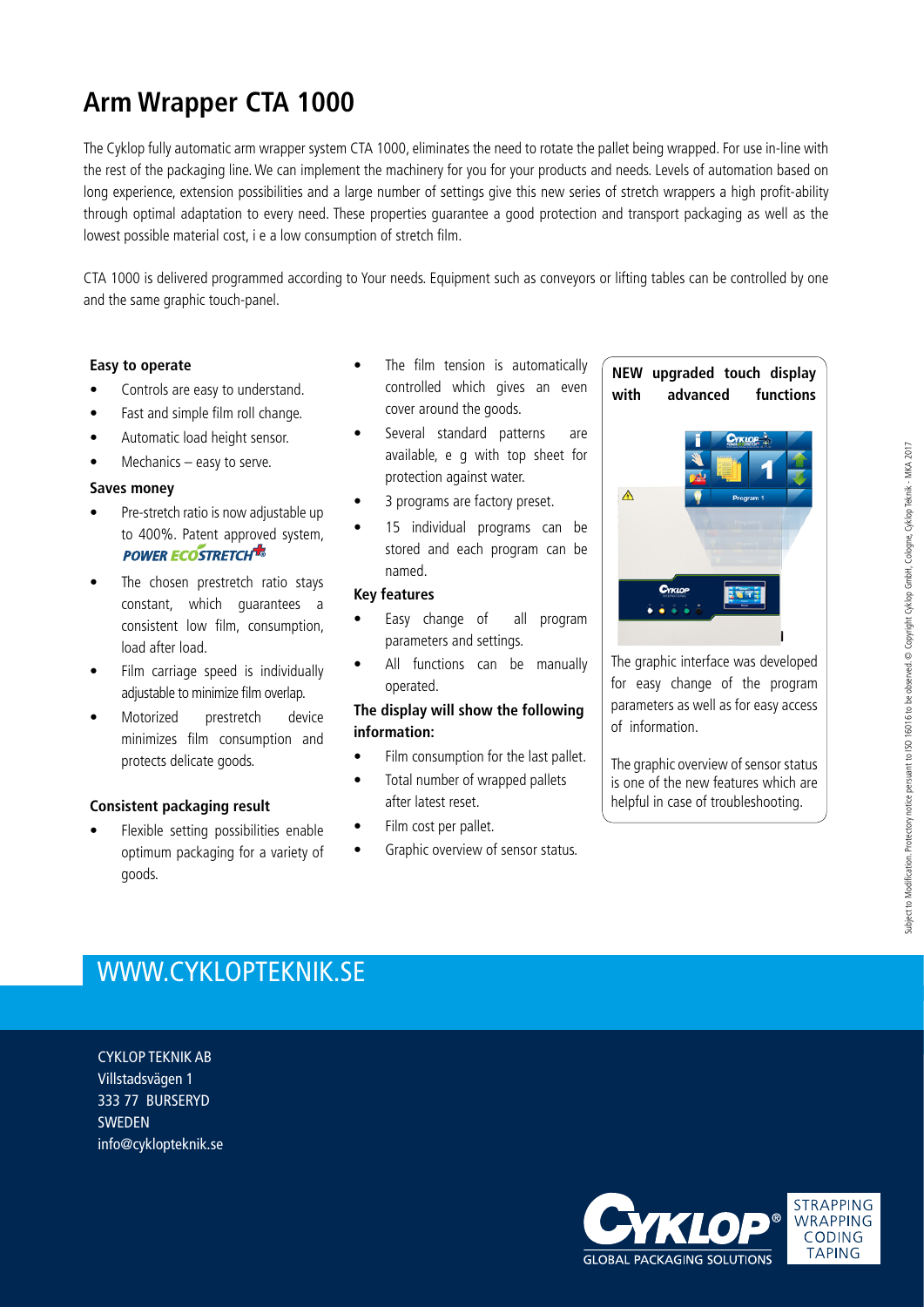# Arm Wrapper CTA 1000

The Cyklop fully automatic arm wrapper system CTA 1000, eliminates the need to rotate the pallet being wrapped. For use in-line with the rest of the packaging line. We can implement the machinery for you for your products and needs. Levels of automation based on long experience, extension possibilities and a large number of settings give this new series of stretch wrappers a high profit-ability through optimal adaptation to every need. These properties guarantee a good protection and transport packaging as well as the lowest possible material cost, i e a low consumption of stretch film.

CTA 1000 is delivered programmed according to Your needs. Equipment such as conveyors or lifting tables can be controlled by one and the same graphic touch-panel.

### Easy to operate

- Controls are easy to understand.
- Fast and simple film roll change.
- Automatic load height sensor.
- Mechanics – easy to serve.

### Saves money

- Pre-stretch ratio is now adjustable up to 400%. Patent approved system, POWER ECOSTRETCH
- The chosen prestretch ratio stays constant, which guarantees a consistent low film, consumption, load after load.
- Film carriage speed is individually adjustable to minimize film overlap.
- Motorized prestretch device minimizes film consumption and protects delicate goods.

### Consistent packaging result

- Flexible setting possibilities enable optimum packaging for a variety of goods.
- The film tension is automatically controlled which gives an even cover around the goods.
- Several standard patterns are available, e g with top sheet for protection against water.
- 3 programs are factory preset.
- 15 individual programs can be stored and each program can be named.

### Key features

- Easy change of all program parameters and settings.
- All functions can be manually operated.

### The display will show the following information:

- Film consumption for the last pallet.
- Total number of wrapped pallets after latest reset.
- Film cost per pallet.
- Graphic overview of sensor status.

### NEW upgraded touch display with advanced functions

The graphic interface was developed for easy change of the program parameters as well as for easy access of information.

The graphic overview of sensor status is one of the new features which are helpful in case of troubleshooting.

Subject to Modification. Protectory notice persuant to ISO 16016 to be observed. © Copyright Cyklop GmbH, Cologne, Cyklop Teknik - MKA 2017

## WWW.CYKLOPTEKNIK.SE

CYKLOP TEKNIK AB
Villstadsvägen 1
333 77 BURSERYD
SWEDEN
info@cykloptekni k.se

CYKLOP® GLOBAL PACKAGING SOLUTIONS

STRAPPING
WRAPPING
CODING
TAPING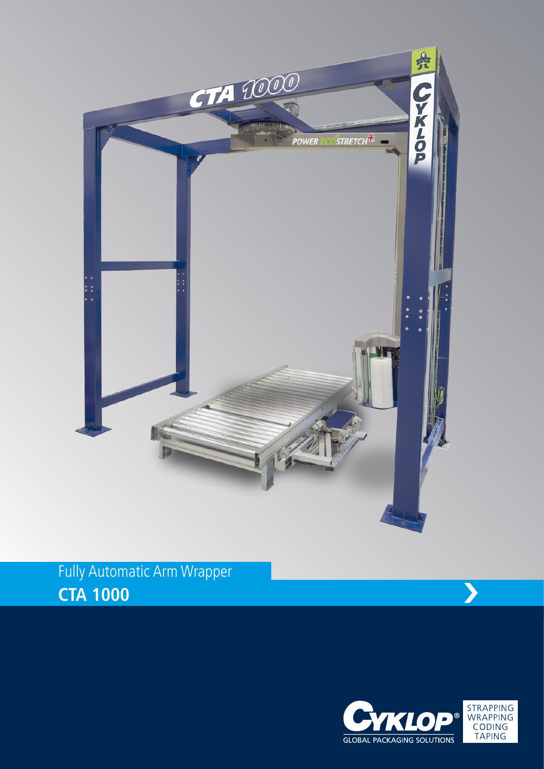Fully Automatic Arm Wrapper

**CTA 1000**

GLOBAL PACKAGING SOLUTIONS

STRAPPING
WRAPPING
CODING
TAPING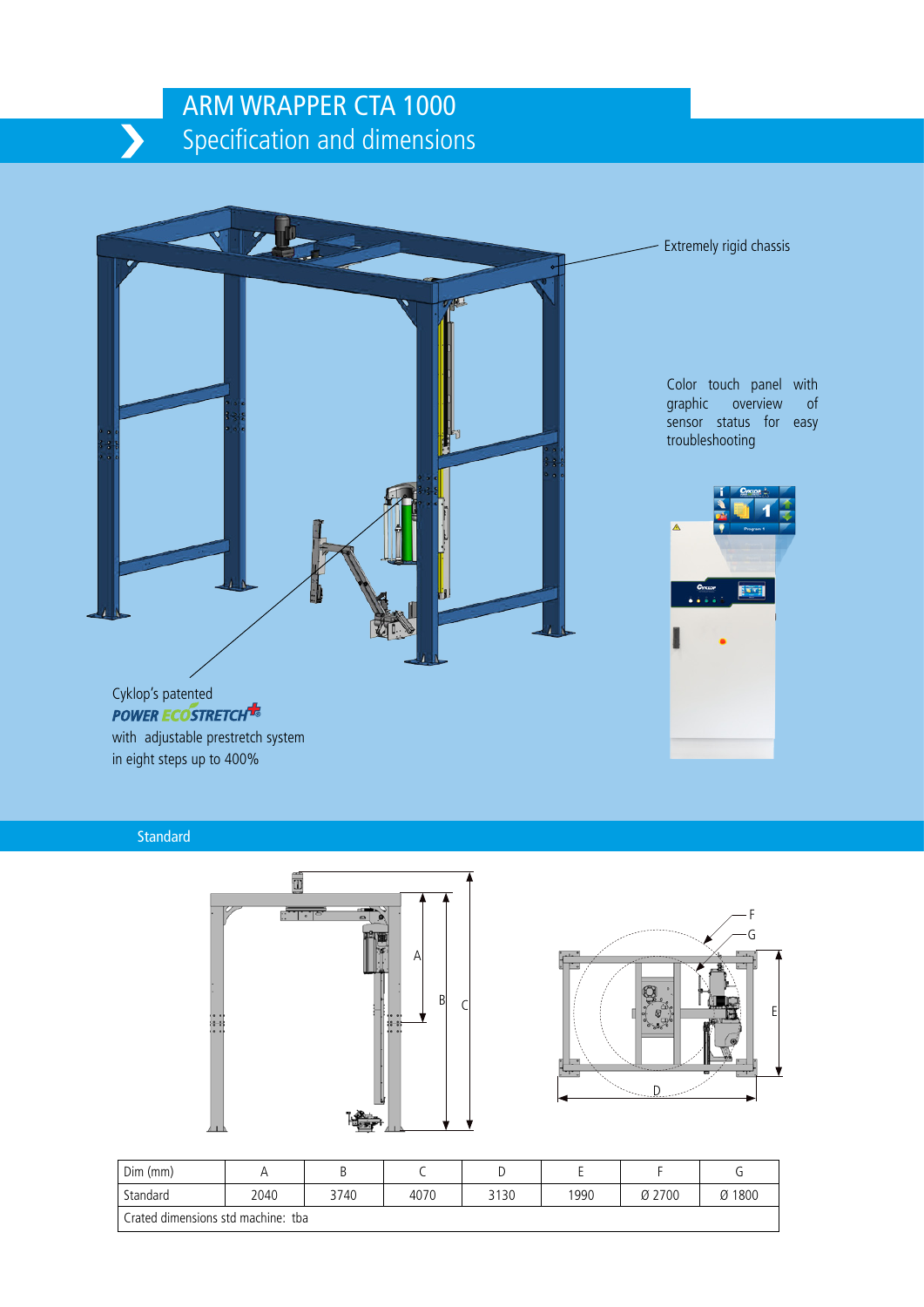# ARM WRAPPER CTA 1000

## Specification and dimensions

Extremely rigid chassis

Color touch panel with graphic overview of sensor status for easy troubleshooting

Cyklop's patented
**POWER ECOSTRETCH**
with adjustable prestretch system in eight steps up to 400%

### Standard

| Dim (mm) | A | B | C | D | E | F | G |
|---|---|---|---|---|---|---|---|
| Standard | 2040 | 3740 | 4070 | 3130 | 1990 | Ø 2700 | Ø 1800 |
| Crated dimensions std machine: tba | | | | | | | |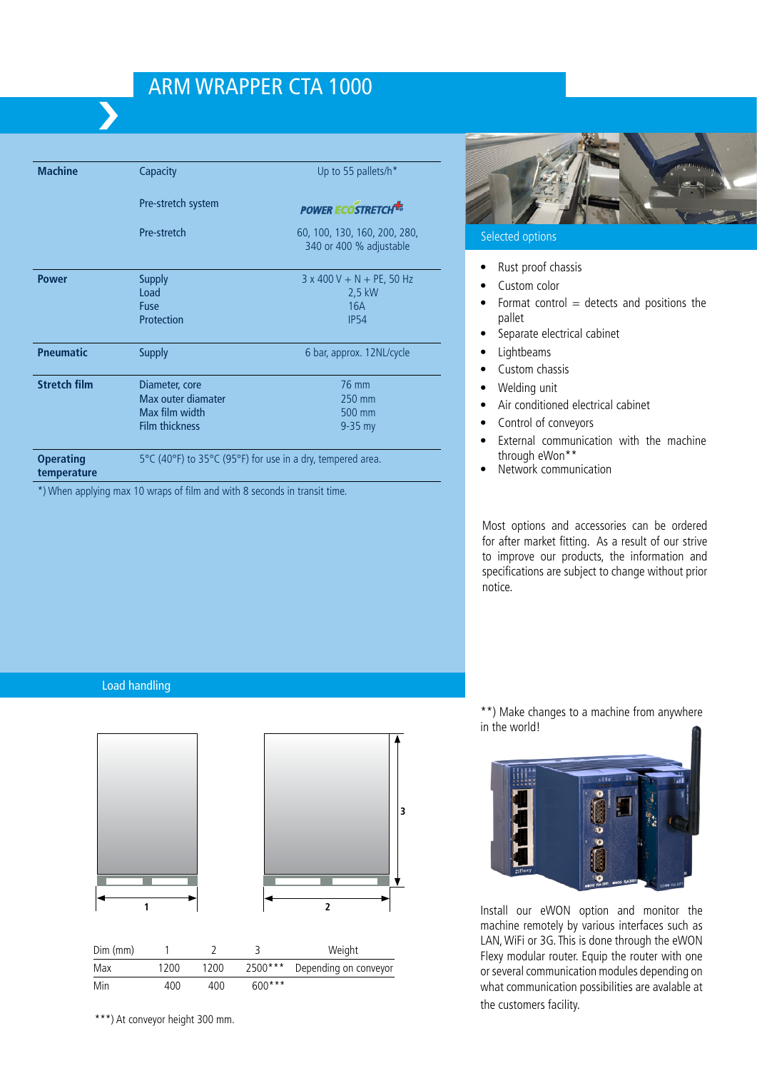# ARM WRAPPER CTA 1000

| | | |
|---|---|---|
| **Machine** | Capacity | Up to 55 pallets/h* |
| | Pre-stretch system | POWER ECOSTRETCH |
| | Pre-stretch | 60, 100, 130, 160, 200, 280, 340 or 400 % adjustable |
| **Power** | Supply<br>Load<br>Fuse<br>Protection | 3 x 400 V + N + PE, 50 Hz<br>2,5 kW<br>16A<br>IP54 |
| **Pneumatic** | Supply | 6 bar, approx. 12NL/cycle |
| **Stretch film** | Diameter, core<br>Max outer diamater<br>Max film width<br>Film thickness | 76 mm<br>250 mm<br>500 mm<br>9-35 my |
| **Operating temperature** | 5°C (40°F) to 35°C (95°F) for use in a dry, tempered area. | |

*) When applying max 10 wraps of film and with 8 seconds in transit time.

## Selected options

- Rust proof chassis
- Custom color
- Format control = detects and positions the pallet
- Separate electrical cabinet
- Lightbeams
- Custom chassis
- Welding unit
- Air conditioned electrical cabinet
- Control of conveyors
- External communication with the machine through eWon**
- Network communication

Most options and accessories can be ordered for after market fitting. As a result of our strive to improve our products, the information and specifications are subject to change without prior notice.

## Load handling

1

2

3

| Dim (mm) | 1 | 2 | 3 | Weight |
|---|---|---|---|---|
| Max | 1200 | 1200 | 2500*** | Depending on conveyor |
| Min | 400 | 400 | 600*** | |

***) At conveyor height 300 mm.

**) Make changes to a machine from anywhere in the world!

Install our eWON option and monitor the machine remotely by various interfaces such as LAN, WiFi or 3G. This is done through the eWON Flexy modular router. Equip the router with one or several communication modules depending on what communication possibilities are avalable at the customers facility.